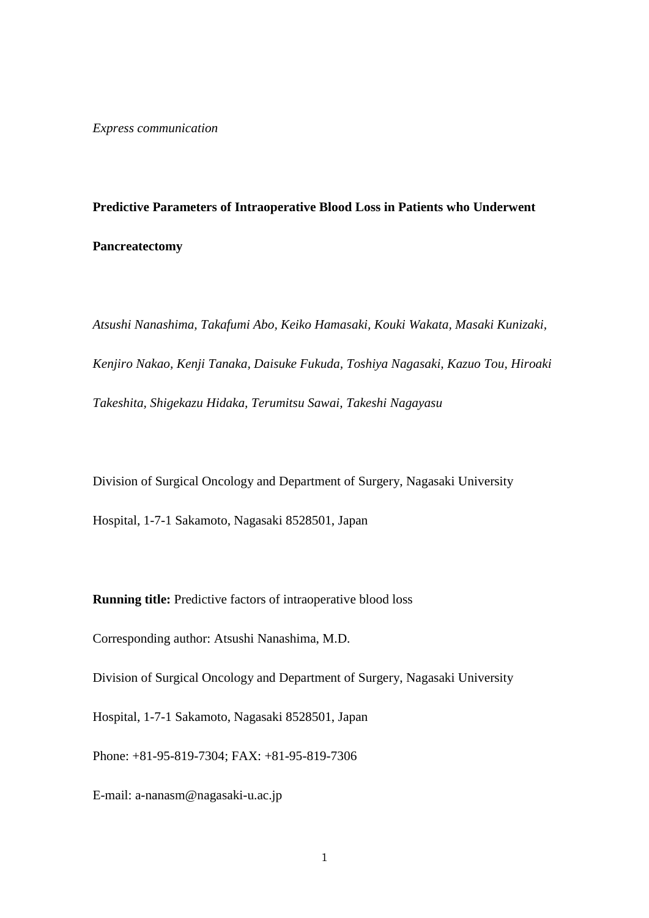*Express communication*

**Predictive Parameters of Intraoperative Blood Loss in Patients who Underwent Pancreatectomy**

*Atsushi Nanashima, Takafumi Abo, Keiko Hamasaki, Kouki Wakata, Masaki Kunizaki, Kenjiro Nakao, Kenji Tanaka, Daisuke Fukuda, Toshiya Nagasaki, Kazuo Tou, Hiroaki Takeshita, Shigekazu Hidaka, Terumitsu Sawai, Takeshi Nagayasu*

Division of Surgical Oncology and Department of Surgery, Nagasaki University Hospital, 1-7-1 Sakamoto, Nagasaki 8528501, Japan

**Running title:** Predictive factors of intraoperative blood loss

Corresponding author: Atsushi Nanashima, M.D.

Division of Surgical Oncology and Department of Surgery, Nagasaki University Hospital, 1-7-1 Sakamoto, Nagasaki 8528501, Japan

Phone: +81-95-819-7304; FAX: +81-95-819-7306

E-mail: a-nanasm@nagasaki-u.ac.jp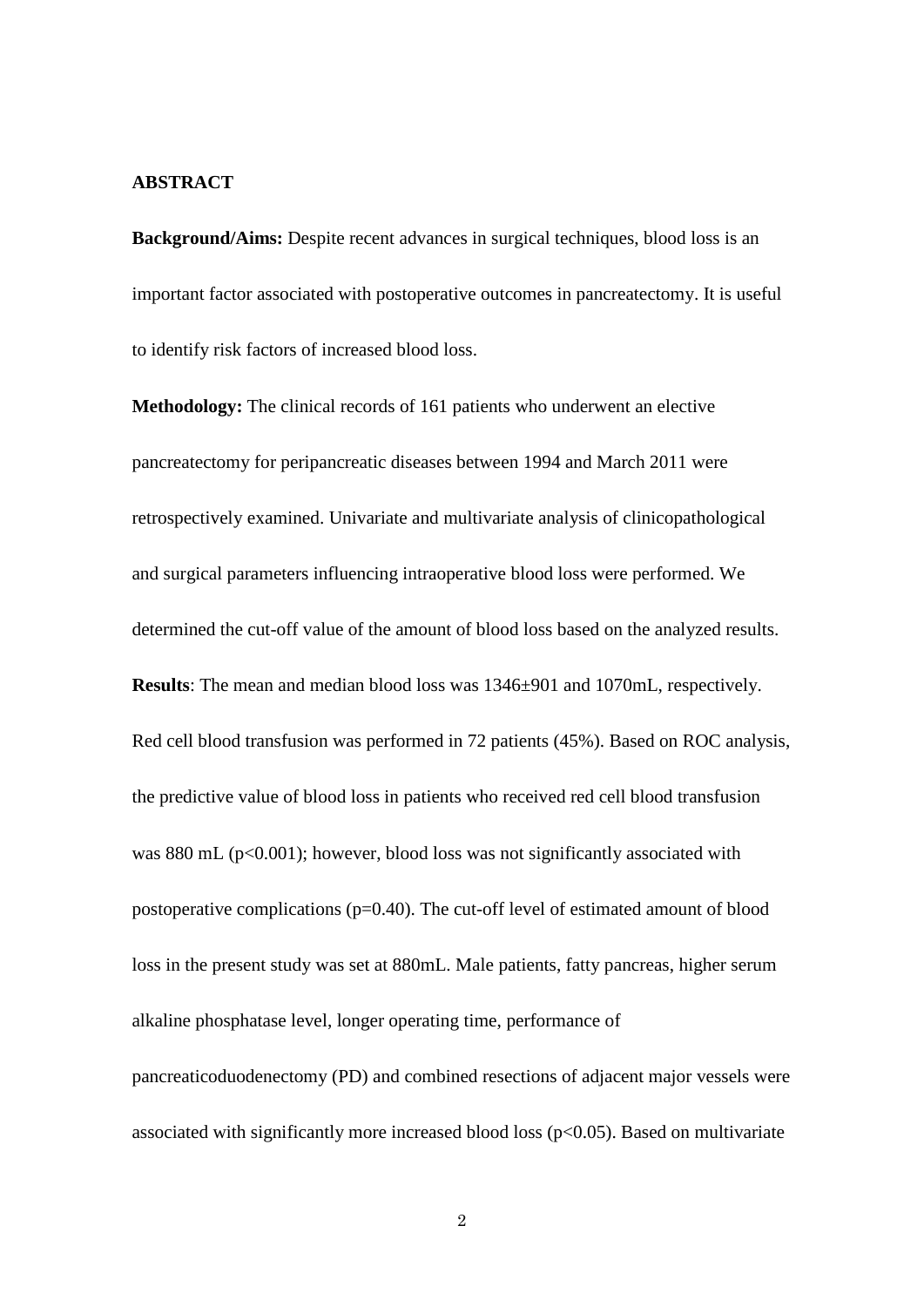**ABSTRACT**

**Background/Aims:** Despite recent advances in surgical techniques, blood loss is an important factor associated with postoperative outcomes in pancreatectomy. It is useful to identify risk factors of increased blood loss.

**Methodology:** The clinical records of 161 patients who underwent an elective pancreatectomy for peripancreatic diseases between 1994 and March 2011 were retrospectively examined. Univariate and multivariate analysis of clinicopathological and surgical parameters influencing intraoperative blood loss were performed. We determined the cut-off value of the amount of blood loss based on the analyzed results.

**Results**: The mean and median blood loss was 1346±901 and 1070mL, respectively. Red cell blood transfusion was performed in 72 patients (45%). Based on ROC analysis, the predictive value of blood loss in patients who received red cell blood transfusion was 880 mL ($p<0.001$); however, blood loss was not significantly associated with postoperative complications ($p=0.40$). The cut-off level of estimated amount of blood loss in the present study was set at 880mL. Male patients, fatty pancreas, higher serum alkaline phosphatase level, longer operating time, performance of pancreaticoduodenectomy (PD) and combined resections of adjacent major vessels were associated with significantly more increased blood loss ($p<0.05$). Based on multivariate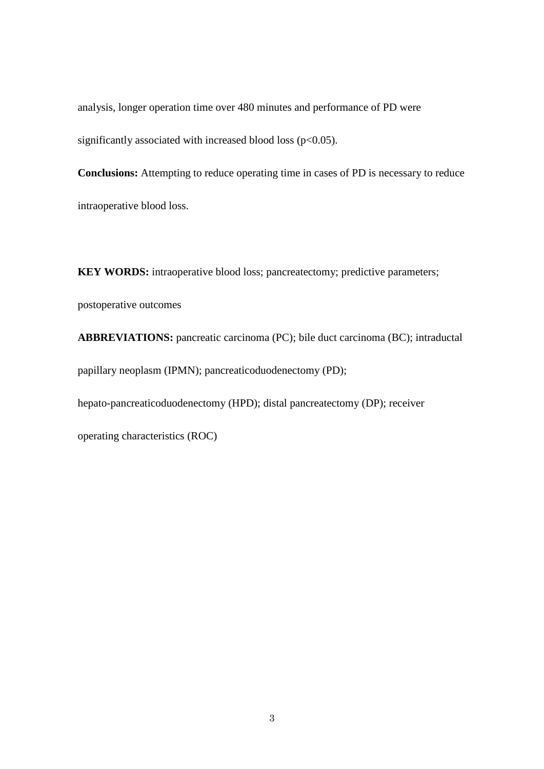analysis, longer operation time over 480 minutes and performance of PD were significantly associated with increased blood loss ($p<0.05$).

**Conclusions:** Attempting to reduce operating time in cases of PD is necessary to reduce intraoperative blood loss.

**KEY WORDS:** intraoperative blood loss; pancreatectomy; predictive parameters; postoperative outcomes

**ABBREVIATIONS:** pancreatic carcinoma (PC); bile duct carcinoma (BC); intraductal papillary neoplasm (IPMN); pancreaticoduodenectomy (PD); hepato-pancreaticoduodenectomy (HPD); distal pancreatectomy (DP); receiver operating characteristics (ROC)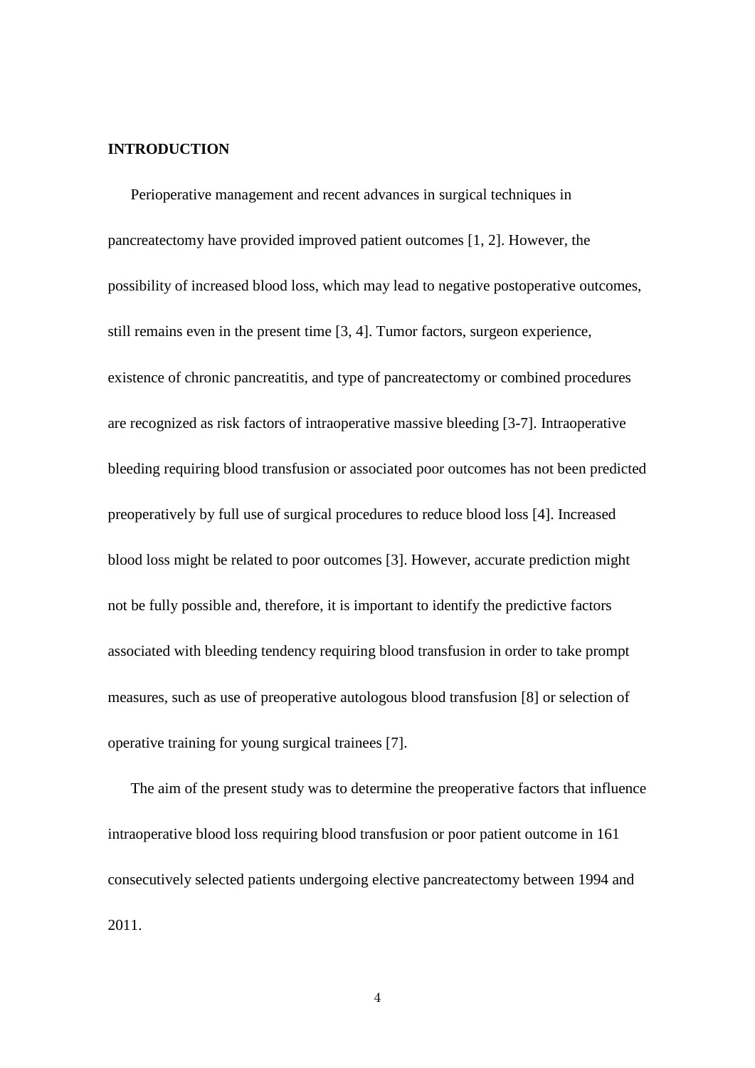## INTRODUCTION

Perioperative management and recent advances in surgical techniques in pancreatectomy have provided improved patient outcomes [1, 2]. However, the possibility of increased blood loss, which may lead to negative postoperative outcomes, still remains even in the present time [3, 4]. Tumor factors, surgeon experience, existence of chronic pancreatitis, and type of pancreatectomy or combined procedures are recognized as risk factors of intraoperative massive bleeding [3-7]. Intraoperative bleeding requiring blood transfusion or associated poor outcomes has not been predicted preoperatively by full use of surgical procedures to reduce blood loss [4]. Increased blood loss might be related to poor outcomes [3]. However, accurate prediction might not be fully possible and, therefore, it is important to identify the predictive factors associated with bleeding tendency requiring blood transfusion in order to take prompt measures, such as use of preoperative autologous blood transfusion [8] or selection of operative training for young surgical trainees [7].

The aim of the present study was to determine the preoperative factors that influence intraoperative blood loss requiring blood transfusion or poor patient outcome in 161 consecutively selected patients undergoing elective pancreatectomy between 1994 and 2011.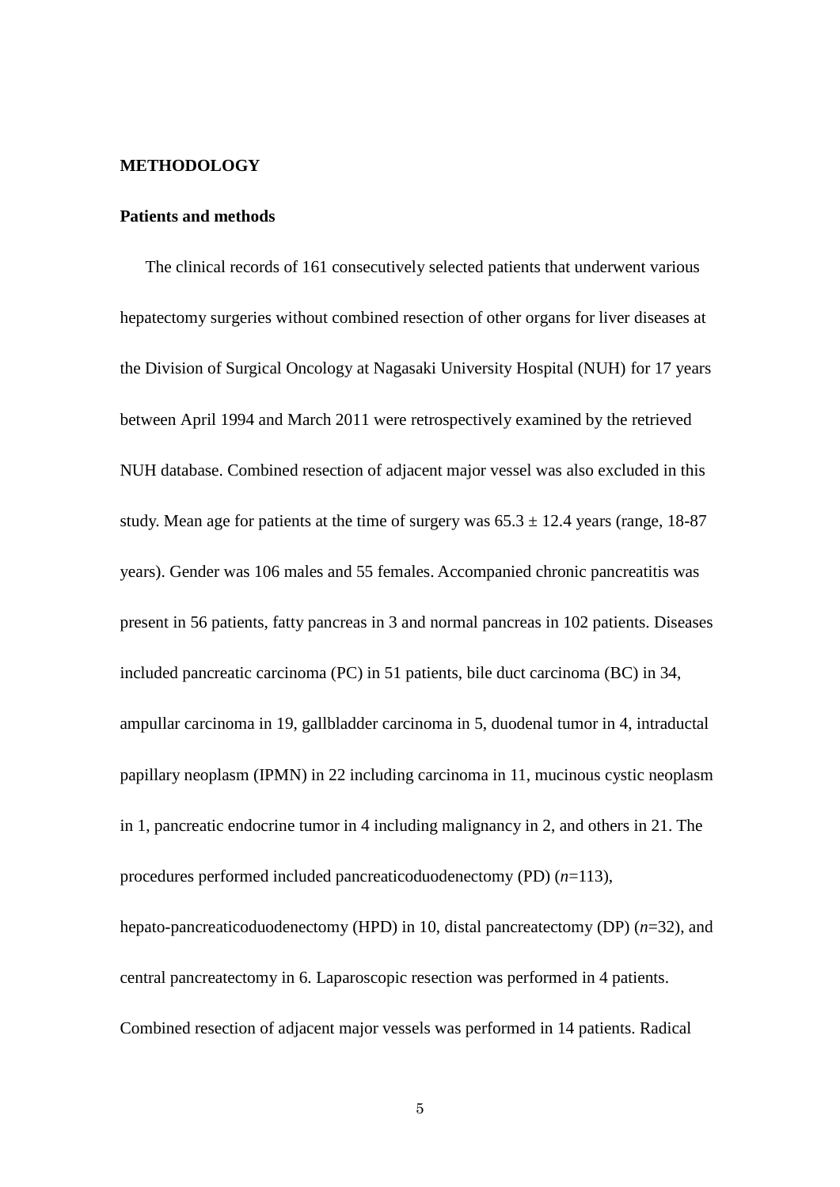**METHODOLOGY**

**Patients and methods**

The clinical records of 161 consecutively selected patients that underwent various hepatectomy surgeries without combined resection of other organs for liver diseases at the Division of Surgical Oncology at Nagasaki University Hospital (NUH) for 17 years between April 1994 and March 2011 were retrospectively examined by the retrieved NUH database. Combined resection of adjacent major vessel was also excluded in this study. Mean age for patients at the time of surgery was 65.3 ± 12.4 years (range, 18-87 years). Gender was 106 males and 55 females. Accompanied chronic pancreatitis was present in 56 patients, fatty pancreas in 3 and normal pancreas in 102 patients. Diseases included pancreatic carcinoma (PC) in 51 patients, bile duct carcinoma (BC) in 34, ampullar carcinoma in 19, gallbladder carcinoma in 5, duodenal tumor in 4, intraductal papillary neoplasm (IPMN) in 22 including carcinoma in 11, mucinous cystic neoplasm in 1, pancreatic endocrine tumor in 4 including malignancy in 2, and others in 21. The procedures performed included pancreaticoduodenectomy (PD) (*n*=113), hepato-pancreaticoduodenectomy (HPD) in 10, distal pancreatectomy (DP) (*n*=32), and central pancreatectomy in 6. Laparoscopic resection was performed in 4 patients. Combined resection of adjacent major vessels was performed in 14 patients. Radical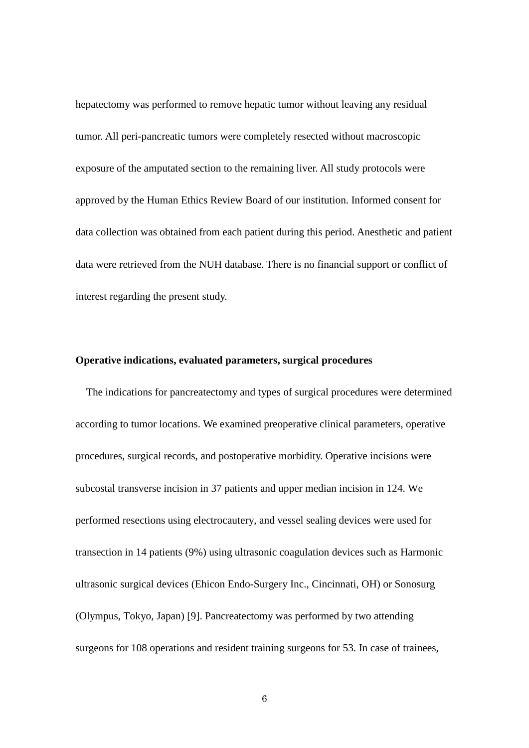hepatectomy was performed to remove hepatic tumor without leaving any residual tumor. All peri-pancreatic tumors were completely resected without macroscopic exposure of the amputated section to the remaining liver. All study protocols were approved by the Human Ethics Review Board of our institution. Informed consent for data collection was obtained from each patient during this period. Anesthetic and patient data were retrieved from the NUH database. There is no financial support or conflict of interest regarding the present study.

**Operative indications, evaluated parameters, surgical procedures**

The indications for pancreatectomy and types of surgical procedures were determined according to tumor locations. We examined preoperative clinical parameters, operative procedures, surgical records, and postoperative morbidity. Operative incisions were subcostal transverse incision in 37 patients and upper median incision in 124. We performed resections using electrocautery, and vessel sealing devices were used for transection in 14 patients (9%) using ultrasonic coagulation devices such as Harmonic ultrasonic surgical devices (Ehicon Endo-Surgery Inc., Cincinnati, OH) or Sonosurg (Olympus, Tokyo, Japan) [9]. Pancreatectomy was performed by two attending surgeons for 108 operations and resident training surgeons for 53. In case of trainees,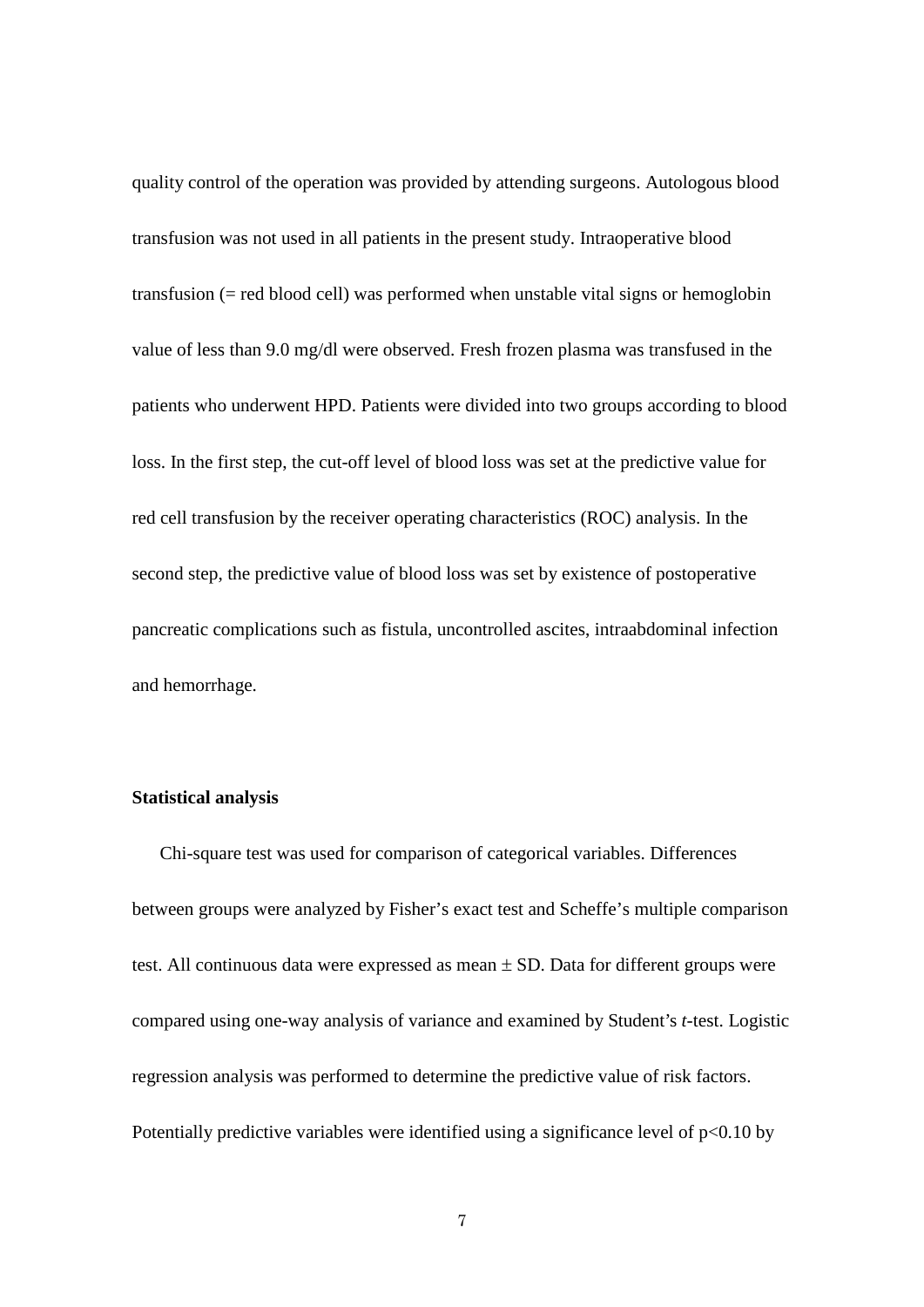quality control of the operation was provided by attending surgeons. Autologous blood transfusion was not used in all patients in the present study. Intraoperative blood transfusion (= red blood cell) was performed when unstable vital signs or hemoglobin value of less than 9.0 mg/dl were observed. Fresh frozen plasma was transfused in the patients who underwent HPD. Patients were divided into two groups according to blood loss. In the first step, the cut-off level of blood loss was set at the predictive value for red cell transfusion by the receiver operating characteristics (ROC) analysis. In the second step, the predictive value of blood loss was set by existence of postoperative pancreatic complications such as fistula, uncontrolled ascites, intraabdominal infection and hemorrhage.

**Statistical analysis**

Chi-square test was used for comparison of categorical variables. Differences between groups were analyzed by Fisher's exact test and Scheffe's multiple comparison test. All continuous data were expressed as mean ± SD. Data for different groups were compared using one-way analysis of variance and examined by Student's *t*-test. Logistic regression analysis was performed to determine the predictive value of risk factors. Potentially predictive variables were identified using a significance level of $p<0.10$ by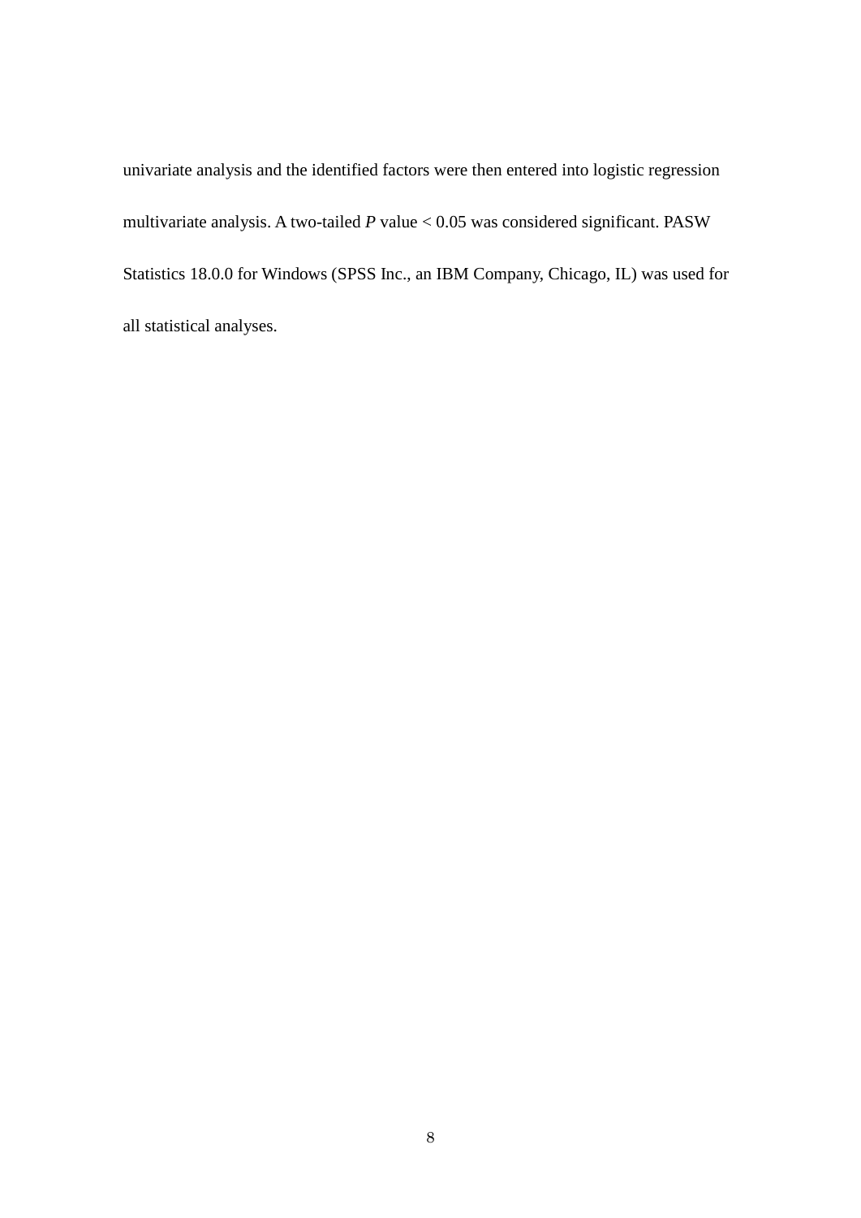univariate analysis and the identified factors were then entered into logistic regression multivariate analysis. A two-tailed $P$ value $< 0.05$ was considered significant. PASW Statistics 18.0.0 for Windows (SPSS Inc., an IBM Company, Chicago, IL) was used for all statistical analyses.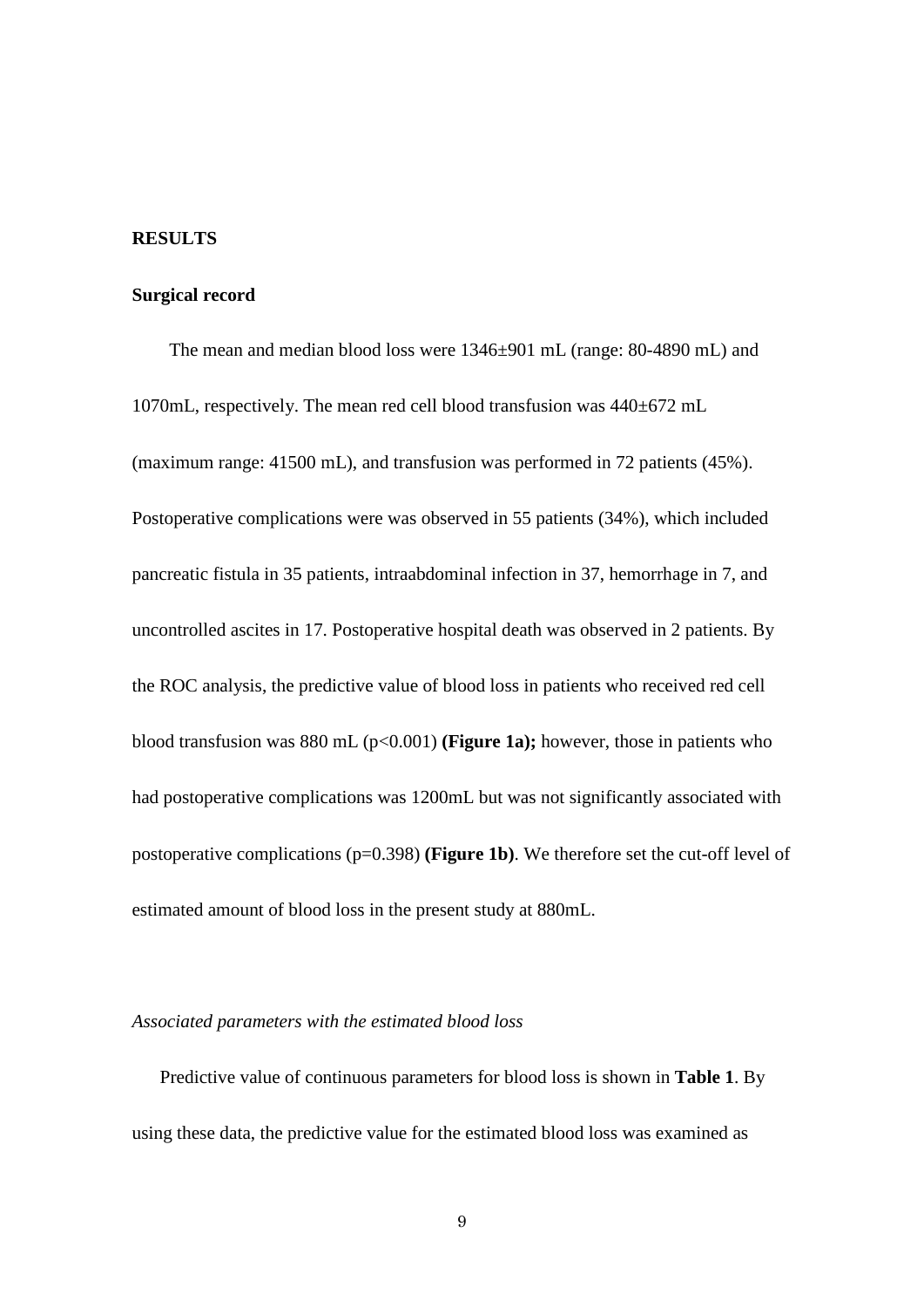## RESULTS

### Surgical record

The mean and median blood loss were 1346±901 mL (range: 80-4890 mL) and 1070mL, respectively. The mean red cell blood transfusion was 440±672 mL (maximum range: 41500 mL), and transfusion was performed in 72 patients (45%). Postoperative complications were was observed in 55 patients (34%), which included pancreatic fistula in 35 patients, intraabdominal infection in 37, hemorrhage in 7, and uncontrolled ascites in 17. Postoperative hospital death was observed in 2 patients. By the ROC analysis, the predictive value of blood loss in patients who received red cell blood transfusion was 880 mL ($p<0.001$) **(Figure 1a);** however, those in patients who had postoperative complications was 1200mL but was not significantly associated with postoperative complications ($p=0.398$) **(Figure 1b)**. We therefore set the cut-off level of estimated amount of blood loss in the present study at 880mL.

*Associated parameters with the estimated blood loss*

Predictive value of continuous parameters for blood loss is shown in **Table 1**. By using these data, the predictive value for the estimated blood loss was examined as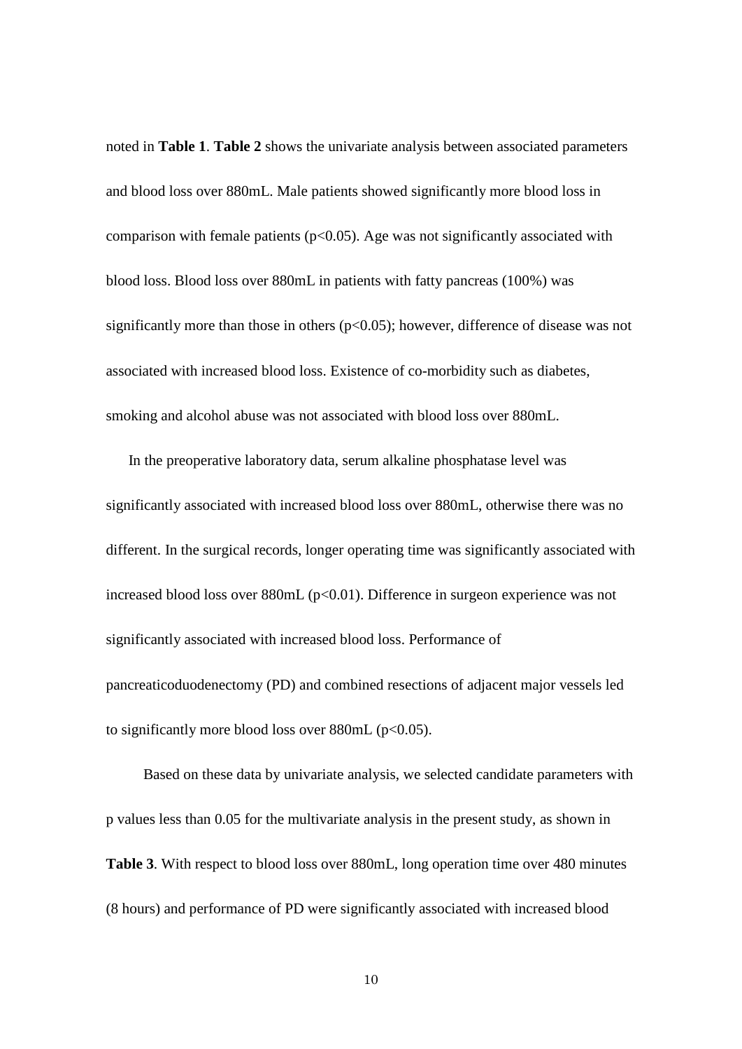noted in **Table 1**. **Table 2** shows the univariate analysis between associated parameters and blood loss over 880mL. Male patients showed significantly more blood loss in comparison with female patients ($p<0.05$). Age was not significantly associated with blood loss. Blood loss over 880mL in patients with fatty pancreas (100%) was significantly more than those in others ($p<0.05$); however, difference of disease was not associated with increased blood loss. Existence of co-morbidity such as diabetes, smoking and alcohol abuse was not associated with blood loss over 880mL.

In the preoperative laboratory data, serum alkaline phosphatase level was significantly associated with increased blood loss over 880mL, otherwise there was no different. In the surgical records, longer operating time was significantly associated with increased blood loss over 880mL ($p<0.01$). Difference in surgeon experience was not significantly associated with increased blood loss. Performance of pancreaticoduodenectomy (PD) and combined resections of adjacent major vessels led to significantly more blood loss over 880mL ($p<0.05$).

Based on these data by univariate analysis, we selected candidate parameters with p values less than 0.05 for the multivariate analysis in the present study, as shown in **Table 3**. With respect to blood loss over 880mL, long operation time over 480 minutes (8 hours) and performance of PD were significantly associated with increased blood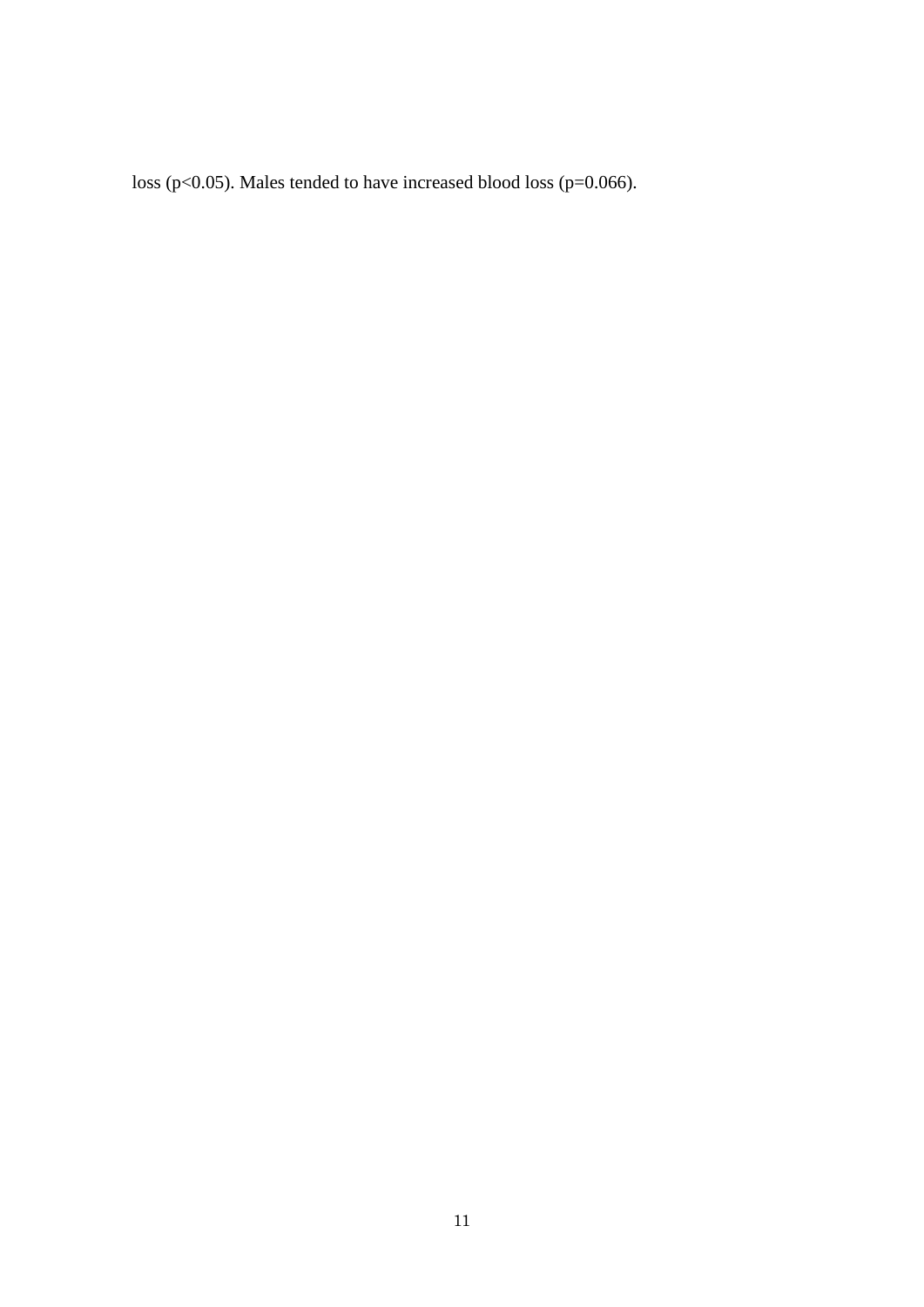loss ($p<0.05$). Males tended to have increased blood loss ($p=0.066$).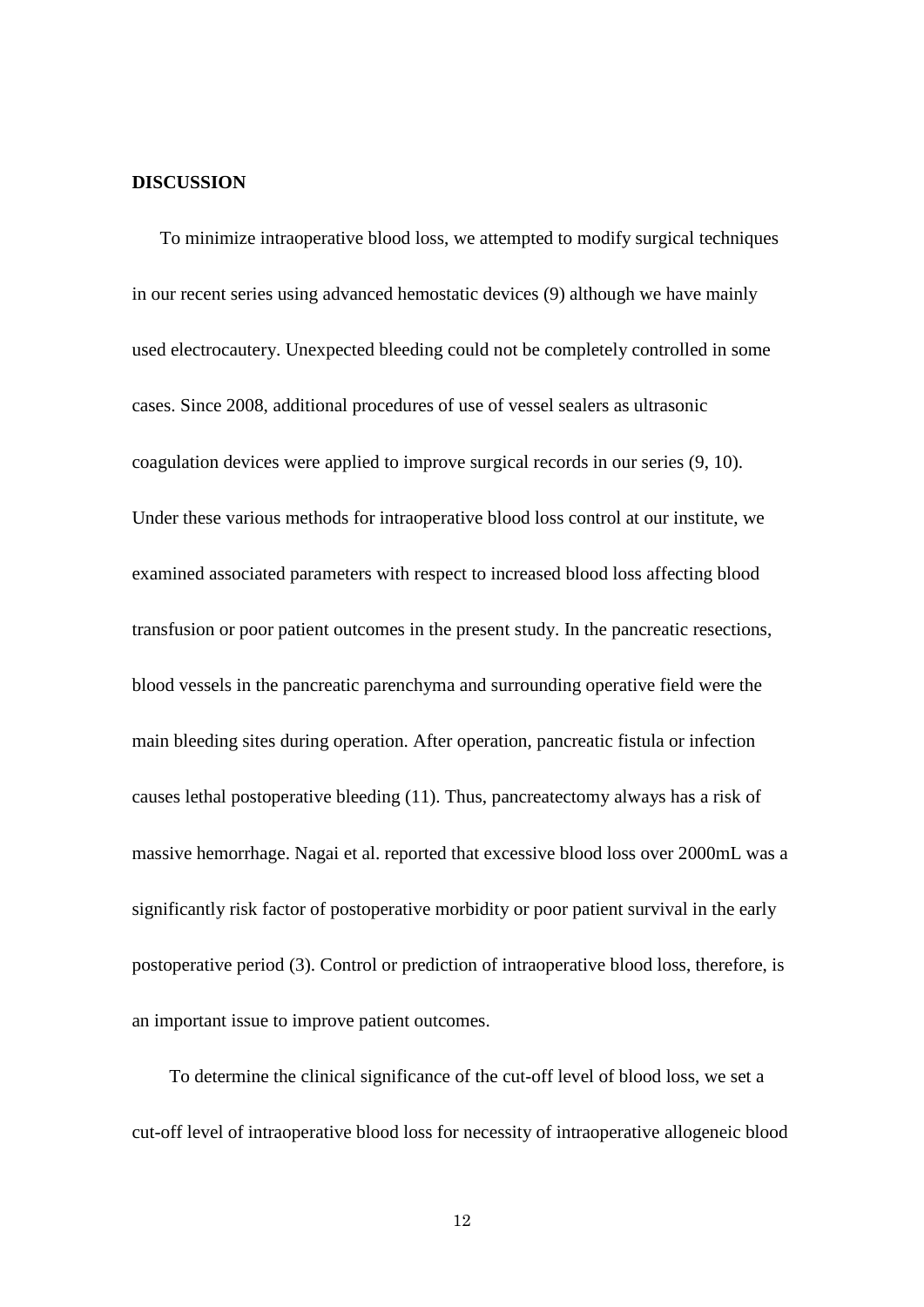**DISCUSSION**

To minimize intraoperative blood loss, we attempted to modify surgical techniques in our recent series using advanced hemostatic devices (9) although we have mainly used electrocautery. Unexpected bleeding could not be completely controlled in some cases. Since 2008, additional procedures of use of vessel sealers as ultrasonic coagulation devices were applied to improve surgical records in our series (9, 10). Under these various methods for intraoperative blood loss control at our institute, we examined associated parameters with respect to increased blood loss affecting blood transfusion or poor patient outcomes in the present study. In the pancreatic resections, blood vessels in the pancreatic parenchyma and surrounding operative field were the main bleeding sites during operation. After operation, pancreatic fistula or infection causes lethal postoperative bleeding (11). Thus, pancreatectomy always has a risk of massive hemorrhage. Nagai et al. reported that excessive blood loss over 2000mL was a significantly risk factor of postoperative morbidity or poor patient survival in the early postoperative period (3). Control or prediction of intraoperative blood loss, therefore, is an important issue to improve patient outcomes.

To determine the clinical significance of the cut-off level of blood loss, we set a cut-off level of intraoperative blood loss for necessity of intraoperative allogeneic blood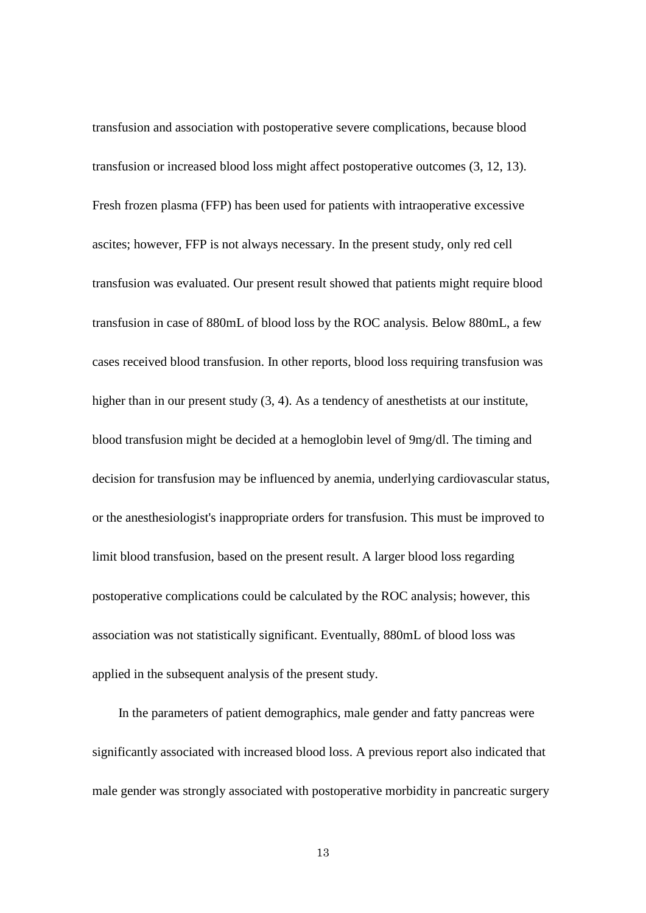transfusion and association with postoperative severe complications, because blood transfusion or increased blood loss might affect postoperative outcomes (3, 12, 13). Fresh frozen plasma (FFP) has been used for patients with intraoperative excessive ascites; however, FFP is not always necessary. In the present study, only red cell transfusion was evaluated. Our present result showed that patients might require blood transfusion in case of 880mL of blood loss by the ROC analysis. Below 880mL, a few cases received blood transfusion. In other reports, blood loss requiring transfusion was higher than in our present study (3, 4). As a tendency of anesthetists at our institute, blood transfusion might be decided at a hemoglobin level of 9mg/dl. The timing and decision for transfusion may be influenced by anemia, underlying cardiovascular status, or the anesthesiologist's inappropriate orders for transfusion. This must be improved to limit blood transfusion, based on the present result. A larger blood loss regarding postoperative complications could be calculated by the ROC analysis; however, this association was not statistically significant. Eventually, 880mL of blood loss was applied in the subsequent analysis of the present study.

In the parameters of patient demographics, male gender and fatty pancreas were significantly associated with increased blood loss. A previous report also indicated that male gender was strongly associated with postoperative morbidity in pancreatic surgery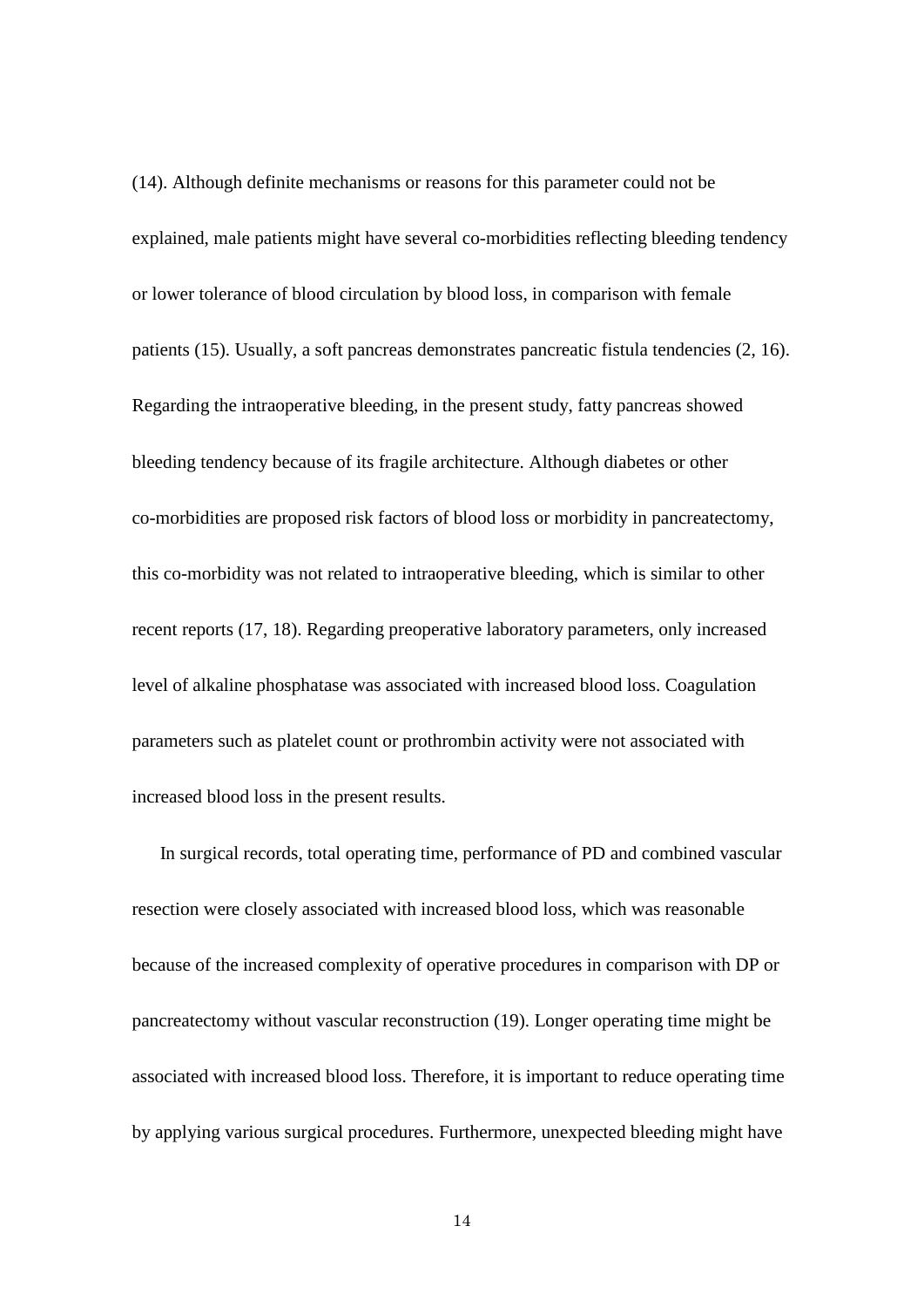(14). Although definite mechanisms or reasons for this parameter could not be explained, male patients might have several co-morbidities reflecting bleeding tendency or lower tolerance of blood circulation by blood loss, in comparison with female patients (15). Usually, a soft pancreas demonstrates pancreatic fistula tendencies (2, 16). Regarding the intraoperative bleeding, in the present study, fatty pancreas showed bleeding tendency because of its fragile architecture. Although diabetes or other co-morbidities are proposed risk factors of blood loss or morbidity in pancreatectomy, this co-morbidity was not related to intraoperative bleeding, which is similar to other recent reports (17, 18). Regarding preoperative laboratory parameters, only increased level of alkaline phosphatase was associated with increased blood loss. Coagulation parameters such as platelet count or prothrombin activity were not associated with increased blood loss in the present results.

In surgical records, total operating time, performance of PD and combined vascular resection were closely associated with increased blood loss, which was reasonable because of the increased complexity of operative procedures in comparison with DP or pancreatectomy without vascular reconstruction (19). Longer operating time might be associated with increased blood loss. Therefore, it is important to reduce operating time by applying various surgical procedures. Furthermore, unexpected bleeding might have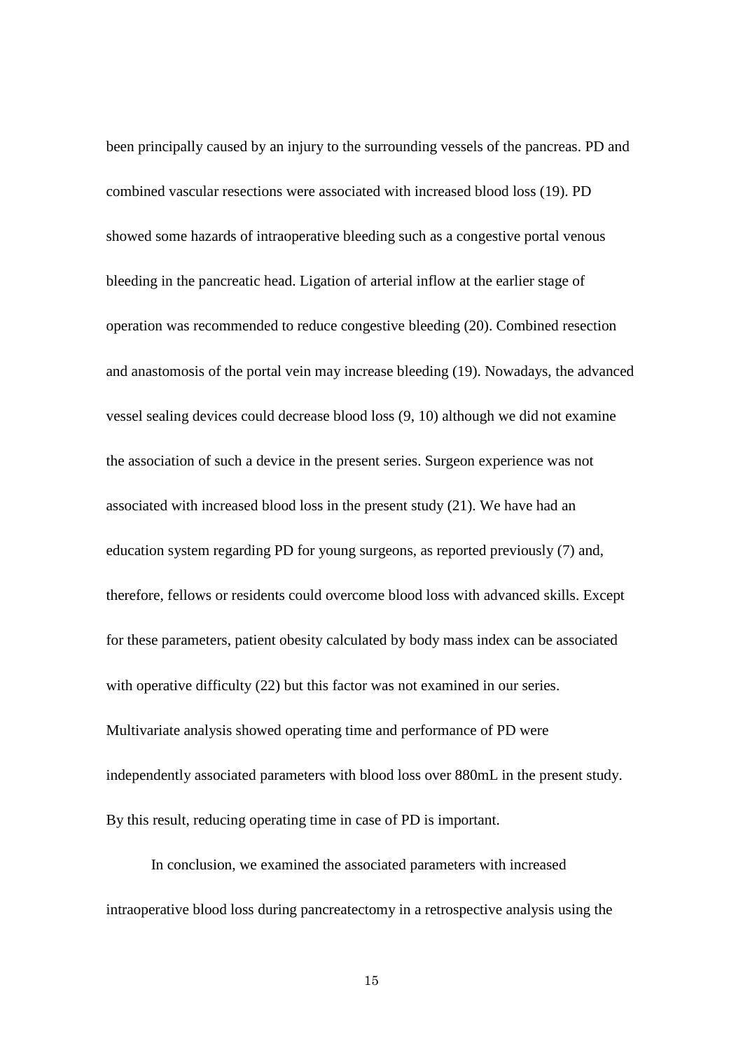been principally caused by an injury to the surrounding vessels of the pancreas. PD and combined vascular resections were associated with increased blood loss (19). PD showed some hazards of intraoperative bleeding such as a congestive portal venous bleeding in the pancreatic head. Ligation of arterial inflow at the earlier stage of operation was recommended to reduce congestive bleeding (20). Combined resection and anastomosis of the portal vein may increase bleeding (19). Nowadays, the advanced vessel sealing devices could decrease blood loss (9, 10) although we did not examine the association of such a device in the present series. Surgeon experience was not associated with increased blood loss in the present study (21). We have had an education system regarding PD for young surgeons, as reported previously (7) and, therefore, fellows or residents could overcome blood loss with advanced skills. Except for these parameters, patient obesity calculated by body mass index can be associated with operative difficulty (22) but this factor was not examined in our series. Multivariate analysis showed operating time and performance of PD were independently associated parameters with blood loss over 880mL in the present study. By this result, reducing operating time in case of PD is important.

In conclusion, we examined the associated parameters with increased intraoperative blood loss during pancreatectomy in a retrospective analysis using the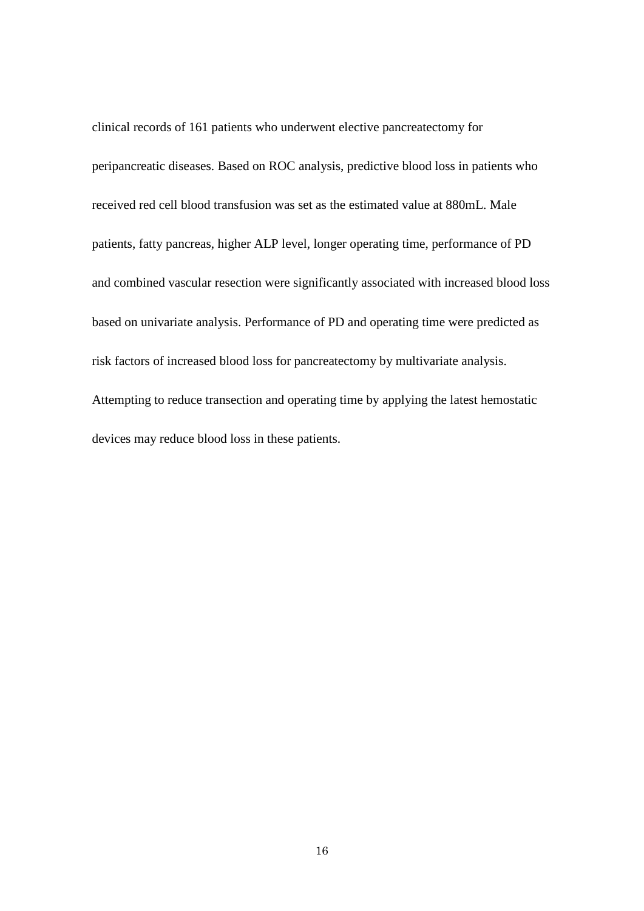clinical records of 161 patients who underwent elective pancreatectomy for peripancreatic diseases. Based on ROC analysis, predictive blood loss in patients who received red cell blood transfusion was set as the estimated value at 880mL. Male patients, fatty pancreas, higher ALP level, longer operating time, performance of PD and combined vascular resection were significantly associated with increased blood loss based on univariate analysis. Performance of PD and operating time were predicted as risk factors of increased blood loss for pancreatectomy by multivariate analysis. Attempting to reduce transection and operating time by applying the latest hemostatic devices may reduce blood loss in these patients.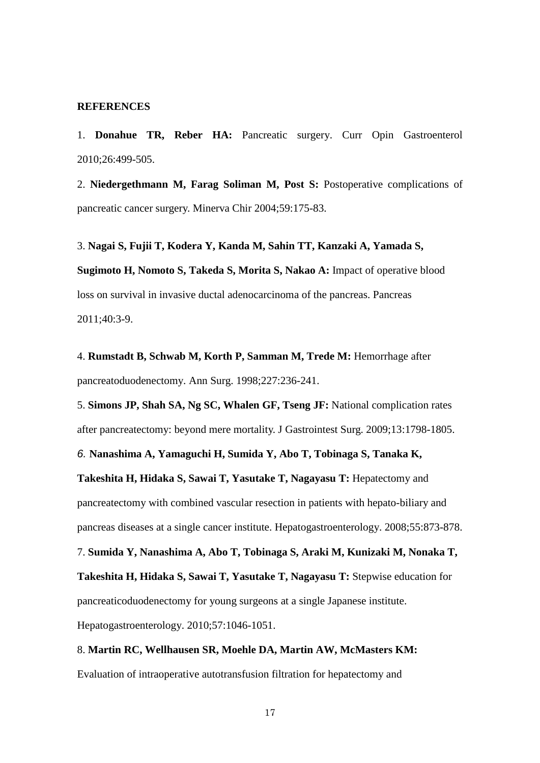**REFERENCES**

1. **Donahue TR, Reber HA:** Pancreatic surgery. Curr Opin Gastroenterol 2010;26:499-505.

2. **Niedergethmann M, Farag Soliman M, Post S:** Postoperative complications of pancreatic cancer surgery. Minerva Chir 2004;59:175-83.

3. **Nagai S, Fujii T, Kodera Y, Kanda M, Sahin TT, Kanzaki A, Yamada S, Sugimoto H, Nomoto S, Takeda S, Morita S, Nakao A:** Impact of operative blood loss on survival in invasive ductal adenocarcinoma of the pancreas. Pancreas 2011;40:3-9.

4. **Rumstadt B, Schwab M, Korth P, Samman M, Trede M:** Hemorrhage after pancreatoduodenectomy. Ann Surg. 1998;227:236-241.

5. **Simons JP, Shah SA, Ng SC, Whalen GF, Tseng JF:** National complication rates after pancreatectomy: beyond mere mortality. J Gastrointest Surg. 2009;13:1798-1805.

6. **Nanashima A, Yamaguchi H, Sumida Y, Abo T, Tobinaga S, Tanaka K, Takeshita H, Hidaka S, Sawai T, Yasutake T, Nagayasu T:** Hepatectomy and pancreatectomy with combined vascular resection in patients with hepato-biliary and pancreas diseases at a single cancer institute. Hepatogastroenterology. 2008;55:873-878.

7. **Sumida Y, Nanashima A, Abo T, Tobinaga S, Araki M, Kunizaki M, Nonaka T, Takeshita H, Hidaka S, Sawai T, Yasutake T, Nagayasu T:** Stepwise education for pancreaticoduodenectomy for young surgeons at a single Japanese institute. Hepatogastroenterology. 2010;57:1046-1051.

8. **Martin RC, Wellhausen SR, Moehle DA, Martin AW, McMasters KM:** Evaluation of intraoperative autotransfusion filtration for hepatectomy and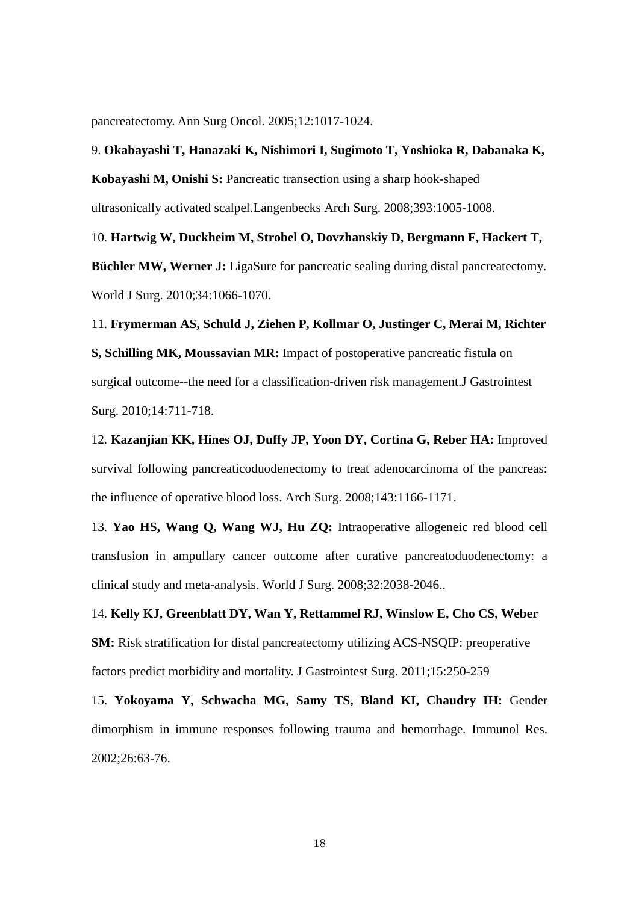pancreatectomy. Ann Surg Oncol. 2005;12:1017-1024.

9. **Okabayashi T, Hanazaki K, Nishimori I, Sugimoto T, Yoshioka R, Dabanaka K, Kobayashi M, Onishi S:** Pancreatic transection using a sharp hook-shaped ultrasonically activated scalpel.Langenbecks Arch Surg. 2008;393:1005-1008.

10. **Hartwig W, Duckheim M, Strobel O, Dovzhanskiy D, Bergmann F, Hackert T, Büchler MW, Werner J:** LigaSure for pancreatic sealing during distal pancreatectomy. World J Surg. 2010;34:1066-1070.

11. **Frymerman AS, Schuld J, Ziehen P, Kollmar O, Justinger C, Merai M, Richter S, Schilling MK, Moussavian MR:** Impact of postoperative pancreatic fistula on surgical outcome--the need for a classification-driven risk management.J Gastrointest Surg. 2010;14:711-718.

12. **Kazanjian KK, Hines OJ, Duffy JP, Yoon DY, Cortina G, Reber HA:** Improved survival following pancreaticoduodenectomy to treat adenocarcinoma of the pancreas: the influence of operative blood loss. Arch Surg. 2008;143:1166-1171.

13. **Yao HS, Wang Q, Wang WJ, Hu ZQ:** Intraoperative allogeneic red blood cell transfusion in ampullary cancer outcome after curative pancreatoduodenectomy: a clinical study and meta-analysis. World J Surg. 2008;32:2038-2046..

14. **Kelly KJ, Greenblatt DY, Wan Y, Rettammel RJ, Winslow E, Cho CS, Weber SM:** Risk stratification for distal pancreatectomy utilizing ACS-NSQIP: preoperative factors predict morbidity and mortality. J Gastrointest Surg. 2011;15:250-259

15. **Yokoyama Y, Schwacha MG, Samy TS, Bland KI, Chaudry IH:** Gender dimorphism in immune responses following trauma and hemorrhage. Immunol Res. 2002;26:63-76.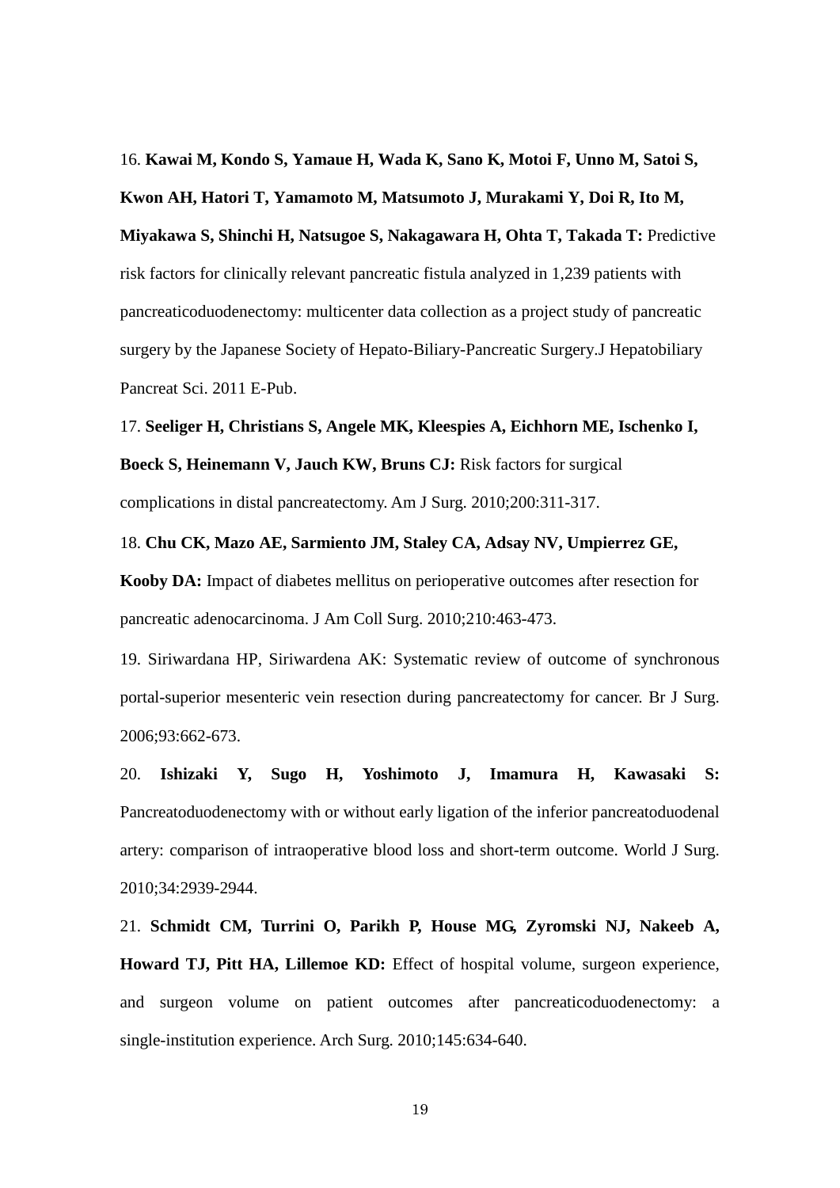16. **Kawai M, Kondo S, Yamaue H, Wada K, Sano K, Motoi F, Unno M, Satoi S, Kwon AH, Hatori T, Yamamoto M, Matsumoto J, Murakami Y, Doi R, Ito M, Miyakawa S, Shinchi H, Natsugoe S, Nakagawara H, Ohta T, Takada T:** Predictive risk factors for clinically relevant pancreatic fistula analyzed in 1,239 patients with pancreaticoduodenectomy: multicenter data collection as a project study of pancreatic surgery by the Japanese Society of Hepato-Biliary-Pancreatic Surgery.J Hepatobiliary Pancreat Sci. 2011 E-Pub.

17. **Seeliger H, Christians S, Angele MK, Kleespies A, Eichhorn ME, Ischenko I, Boeck S, Heinemann V, Jauch KW, Bruns CJ:** Risk factors for surgical complications in distal pancreatectomy. Am J Surg. 2010;200:311-317.

18. **Chu CK, Mazo AE, Sarmiento JM, Staley CA, Adsay NV, Umpierrez GE, Kooby DA:** Impact of diabetes mellitus on perioperative outcomes after resection for pancreatic adenocarcinoma. J Am Coll Surg. 2010;210:463-473.

19. Siriwardana HP, Siriwardena AK: Systematic review of outcome of synchronous portal-superior mesenteric vein resection during pancreatectomy for cancer. Br J Surg. 2006;93:662-673.

20. **Ishizaki Y, Sugo H, Yoshimoto J, Imamura H, Kawasaki S:** Pancreatoduodenectomy with or without early ligation of the inferior pancreatoduodenal artery: comparison of intraoperative blood loss and short-term outcome. World J Surg. 2010;34:2939-2944.

21. **Schmidt CM, Turrini O, Parikh P, House MG, Zyromski NJ, Nakeeb A, Howard TJ, Pitt HA, Lillemoe KD:** Effect of hospital volume, surgeon experience, and surgeon volume on patient outcomes after pancreaticoduodenectomy: a single-institution experience. Arch Surg. 2010;145:634-640.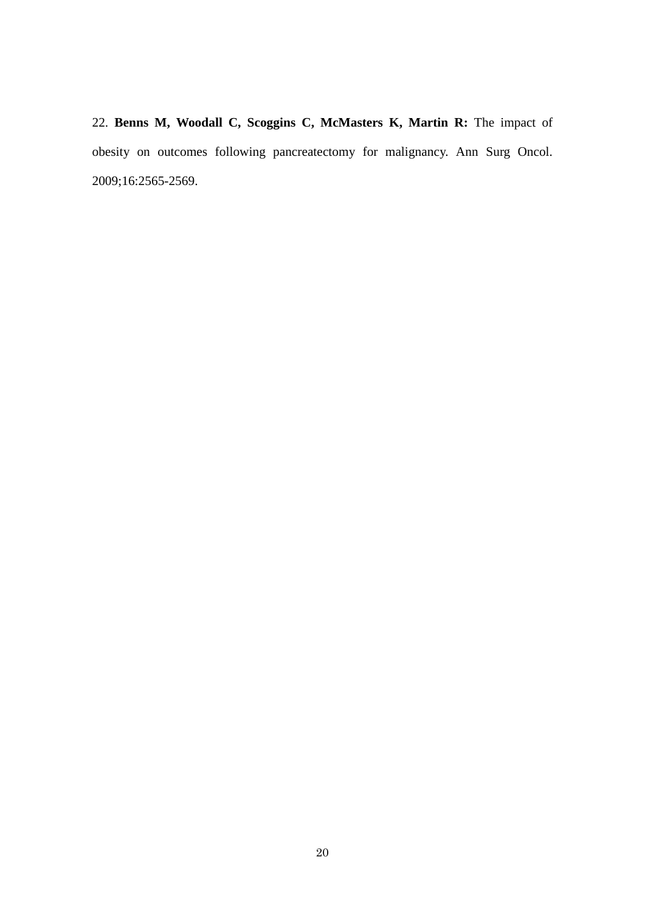22. **Benns M, Woodall C, Scoggins C, McMasters K, Martin R:** The impact of obesity on outcomes following pancreatectomy for malignancy. Ann Surg Oncol. 2009;16:2565-2569.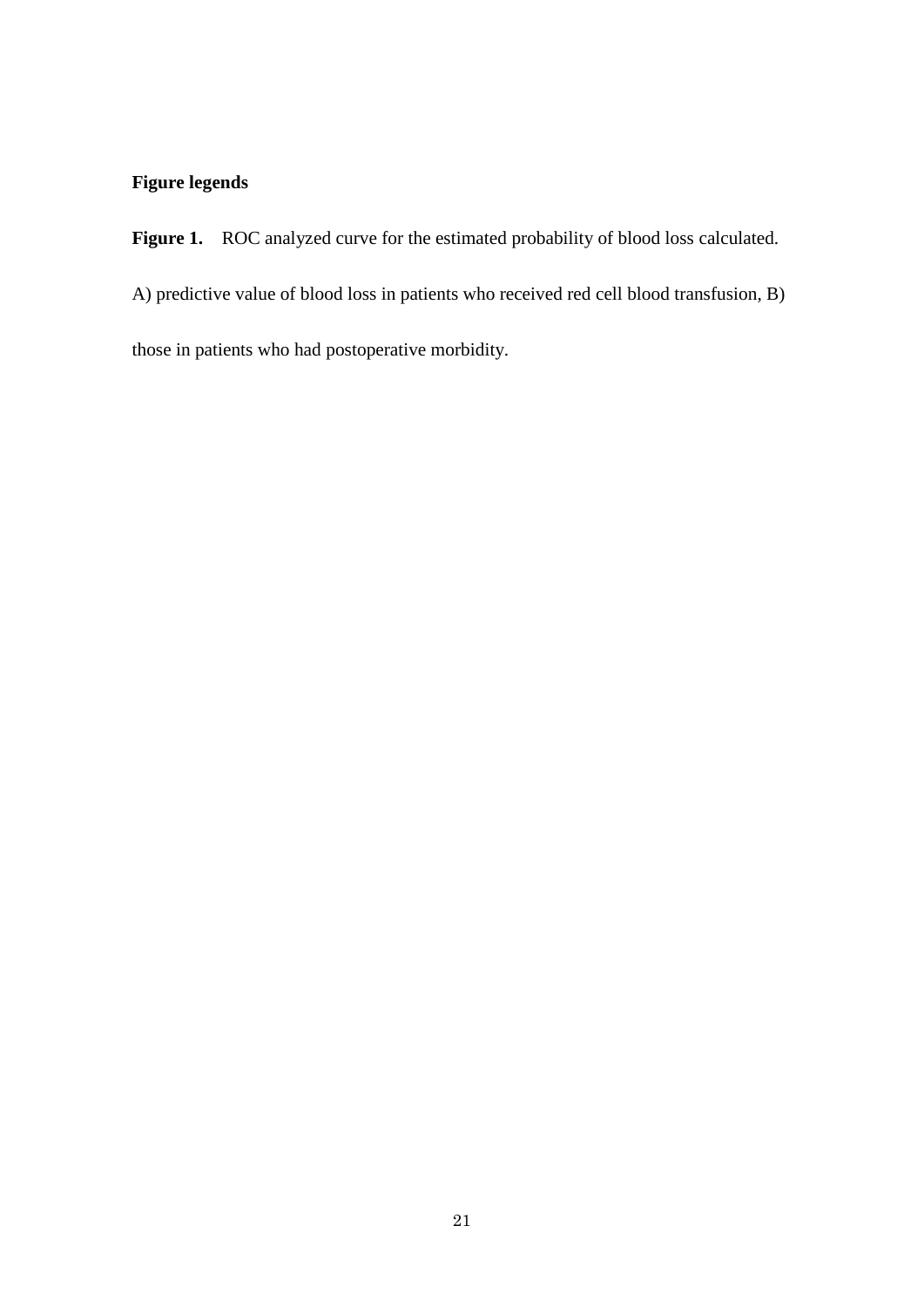**Figure legends**

**Figure 1.** ROC analyzed curve for the estimated probability of blood loss calculated. A) predictive value of blood loss in patients who received red cell blood transfusion, B) those in patients who had postoperative morbidity.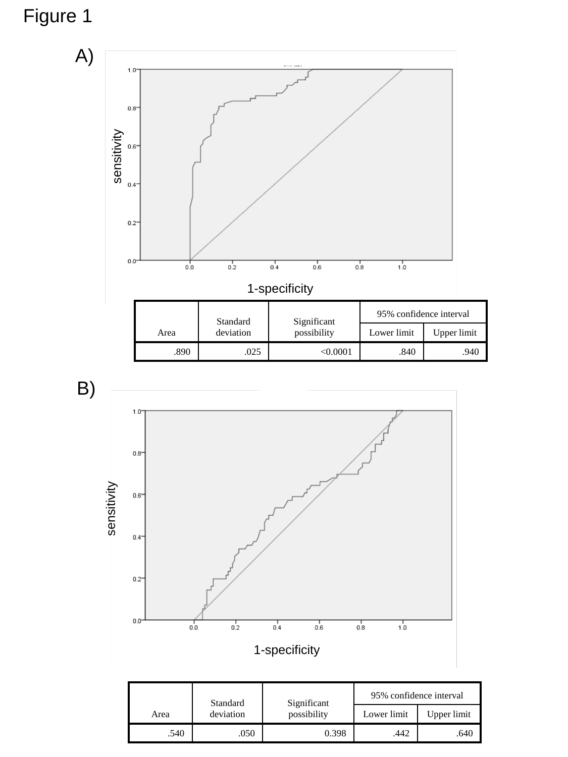Figure 1

A)

sensitivity

1-specificity

| Area | Standard deviation | Significant possibility | 95% confidence interval | |
|---|---|---|---|---|
| | | | Lower limit | Upper limit |
| .890 | .025 | <0.0001 | .840 | .940 |

B)

sensitivity

1-specificity

| Area | Standard deviation | Significant possibility | 95% confidence interval | |
|---|---|---|---|---|
| | | | Lower limit | Upper limit |
| .540 | .050 | 0.398 | .442 | .640 |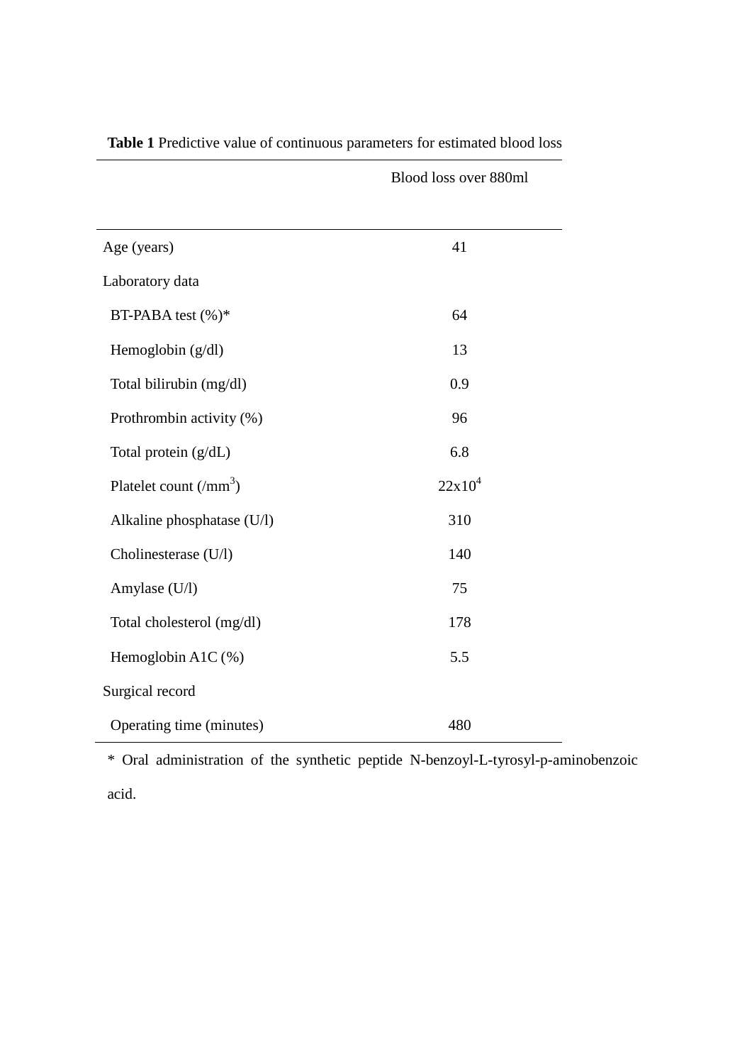**Table 1** Predictive value of continuous parameters for estimated blood loss

| | Blood loss over 880ml |
|---|---|
| Age (years) | 41 |
| Laboratory data | |
| BT-PABA test (%)* | 64 |
| Hemoglobin (g/dl) | 13 |
| Total bilirubin (mg/dl) | 0.9 |
| Prothrombin activity (%) | 96 |
| Total protein (g/dL) | 6.8 |
| Platelet count (/$mm^3$) | $22 \times 10^4$ |
| Alkaline phosphatase (U/l) | 310 |
| Cholinesterase (U/l) | 140 |
| Amylase (U/l) | 75 |
| Total cholesterol (mg/dl) | 178 |
| Hemoglobin A1C (%) | 5.5 |
| Surgical record | |
| Operating time (minutes) | 480 |

* Oral administration of the synthetic peptide N-benzoyl-L-tyrosyl-p-aminobenzoic acid.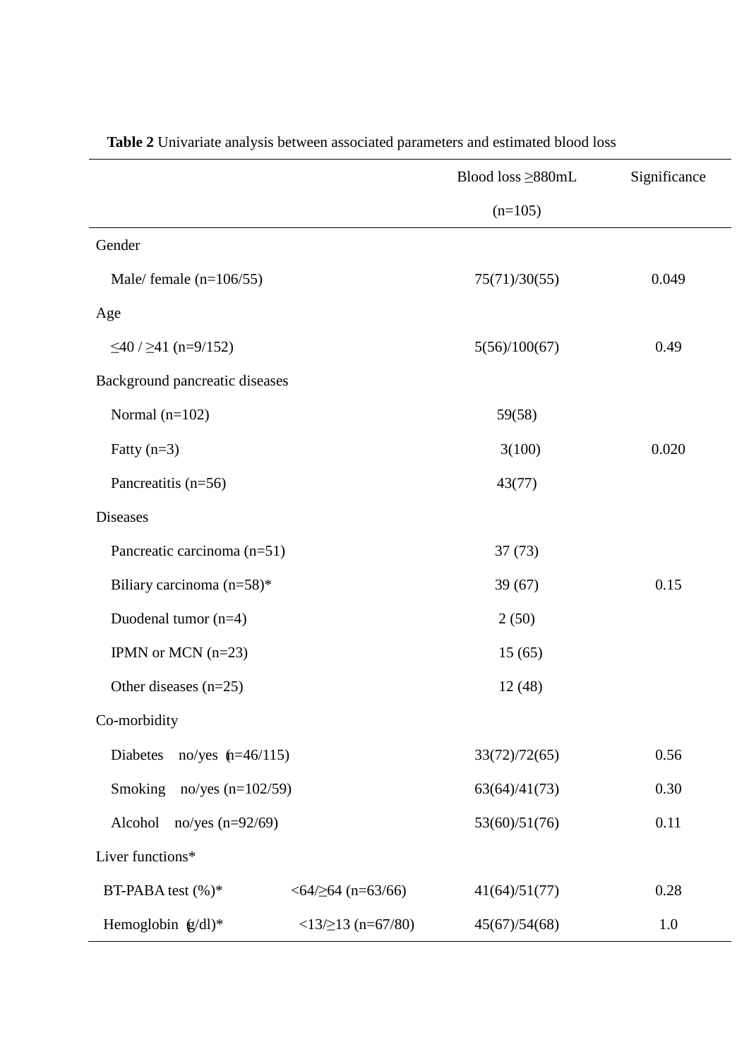**Table 2** Univariate analysis between associated parameters and estimated blood loss

| | | Blood loss ≥880mL (n=105) | Significance |
|---|---|---|---|
| Gender | | | |
| Male/ female (n=106/55) | | 75(71)/30(55) | 0.049 |
| Age | | | |
| ≤40 / ≥41 (n=9/152) | | 5(56)/100(67) | 0.49 |
| Background pancreatic diseases | | | |
| Normal (n=102) | | 59(58) | |
| Fatty (n=3) | | 3(100) | 0.020 |
| Pancreatitis (n=56) | | 43(77) | |
| Diseases | | | |
| Pancreatic carcinoma (n=51) | | 37 (73) | |
| Biliary carcinoma (n=58)* | | 39 (67) | 0.15 |
| Duodenal tumor (n=4) | | 2 (50) | |
| IPMN or MCN (n=23) | | 15 (65) | |
| Other diseases (n=25) | | 12 (48) | |
| Co-morbidity | | | |
| Diabetes no/yes (n=46/115) | | 33(72)/72(65) | 0.56 |
| Smoking no/yes (n=102/59) | | 63(64)/41(73) | 0.30 |
| Alcohol no/yes (n=92/69) | | 53(60)/51(76) | 0.11 |
| Liver functions* | | | |
| BT-PABA test (%)* | <64/≥64 (n=63/66) | 41(64)/51(77) | 0.28 |
| Hemoglobin (g/dl)* | <13/≥13 (n=67/80) | 45(67)/54(68) | 1.0 |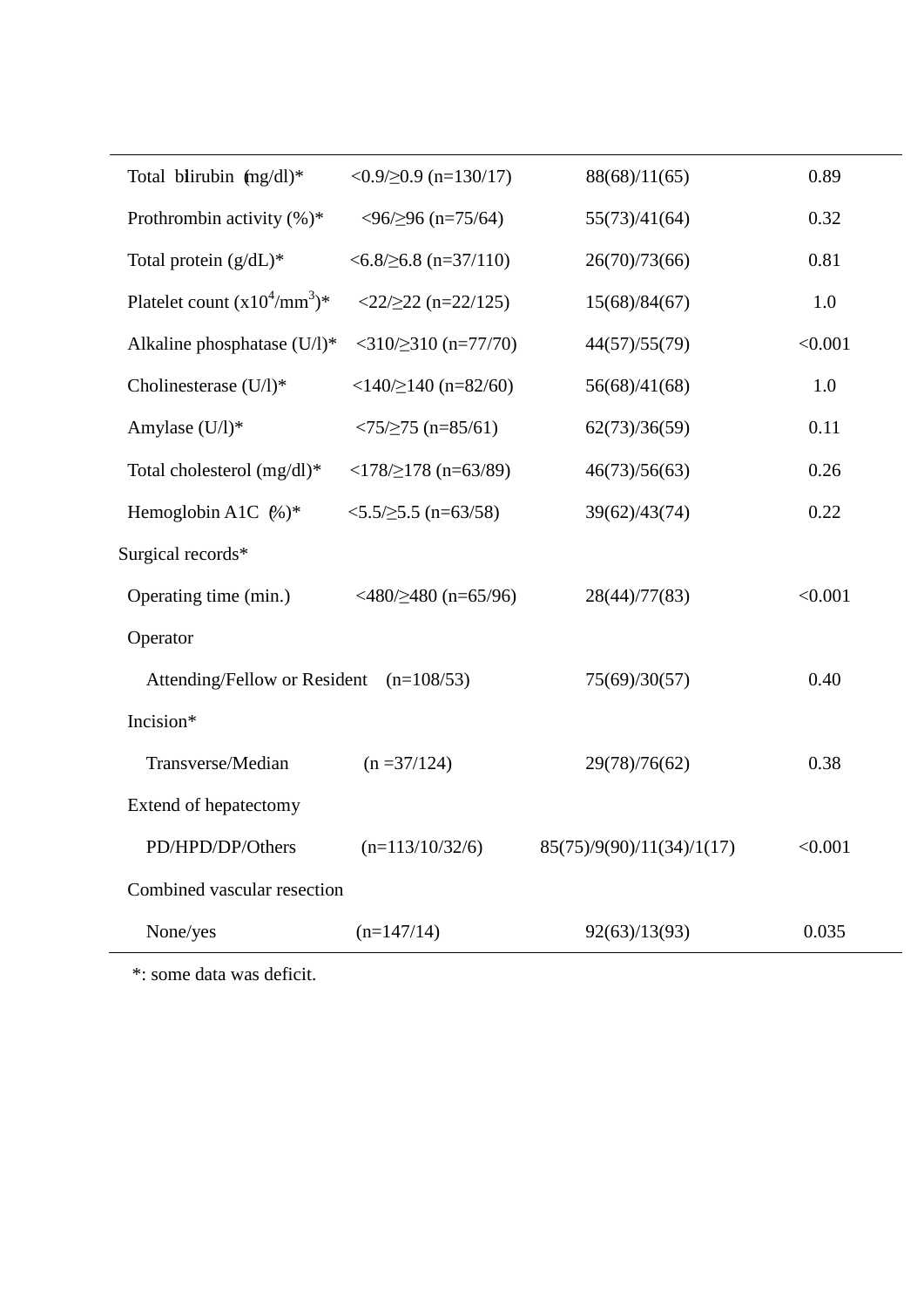| | | | |
|---|---|---|---|
| Total bilirubin (mg/dl)* | <0.9/≥0.9 (n=130/17) | 88(68)/11(65) | 0.89 |
| Prothrombin activity (%)* | <96/≥96 (n=75/64) | 55(73)/41(64) | 0.32 |
| Total protein (g/dL)* | <6.8/≥6.8 (n=37/110) | 26(70)/73(66) | 0.81 |
| Platelet count (x$10^4$/$mm^3$)* | <22/≥22 (n=22/125) | 15(68)/84(67) | 1.0 |
| Alkaline phosphatase (U/l)* | <310/≥310 (n=77/70) | 44(57)/55(79) | <0.001 |
| Cholinesterase (U/l)* | <140/≥140 (n=82/60) | 56(68)/41(68) | 1.0 |
| Amylase (U/l)* | <75/≥75 (n=85/61) | 62(73)/36(59) | 0.11 |
| Total cholesterol (mg/dl)* | <178/≥178 (n=63/89) | 46(73)/56(63) | 0.26 |
| Hemoglobin A1C (%)* | <5.5/≥5.5 (n=63/58) | 39(62)/43(74) | 0.22 |
| Surgical records* | | | |
| Operating time (min.) | <480/≥480 (n=65/96) | 28(44)/77(83) | <0.001 |
| Operator | | | |
| Attending/Fellow or Resident | (n=108/53) | 75(69)/30(57) | 0.40 |
| Incision* | | | |
| Transverse/Median | (n =37/124) | 29(78)/76(62) | 0.38 |
| Extend of hepatectomy | | | |
| PD/HPD/DP/Others | (n=113/10/32/6) | 85(75)/9(90)/11(34)/1(17) | <0.001 |
| Combined vascular resection | | | |
| None/yes | (n=147/14) | 92(63)/13(93) | 0.035 |

*: some data was deficit.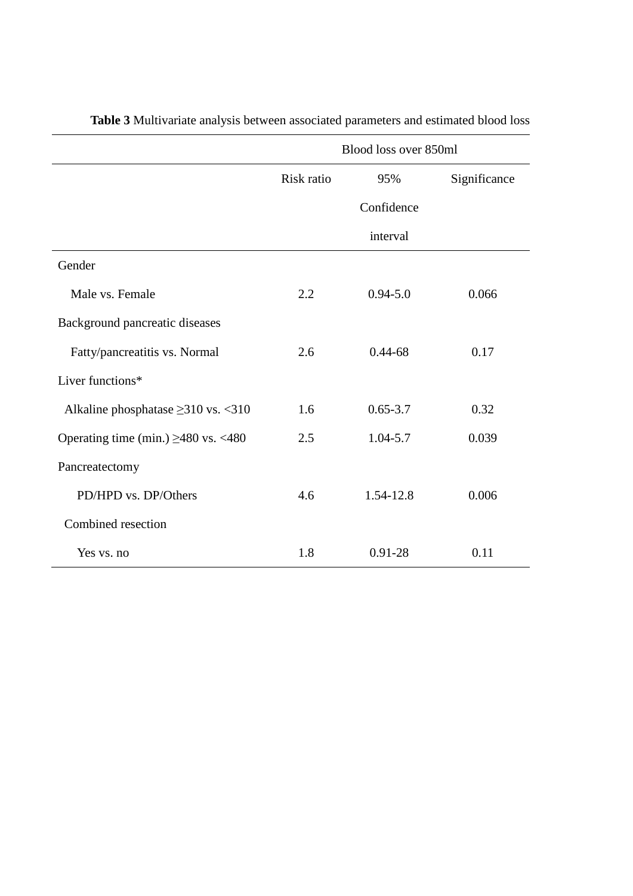**Table 3** Multivariate analysis between associated parameters and estimated blood loss

| | Blood loss over 850ml | | |
|---|---|---|---|
| | Risk ratio | 95% Confidence interval | Significance |
| Gender | | | |
| Male vs. Female | 2.2 | 0.94-5.0 | 0.066 |
| Background pancreatic diseases | | | |
| Fatty/pancreatitis vs. Normal | 2.6 | 0.44-68 | 0.17 |
| Liver functions* | | | |
| Alkaline phosphatase ≥310 vs. <310 | 1.6 | 0.65-3.7 | 0.32 |
| Operating time (min.) ≥480 vs. <480 | 2.5 | 1.04-5.7 | 0.039 |
| Pancreatectomy | | | |
| PD/HPD vs. DP/Others | 4.6 | 1.54-12.8 | 0.006 |
| Combined resection | | | |
| Yes vs. no | 1.8 | 0.91-28 | 0.11 |